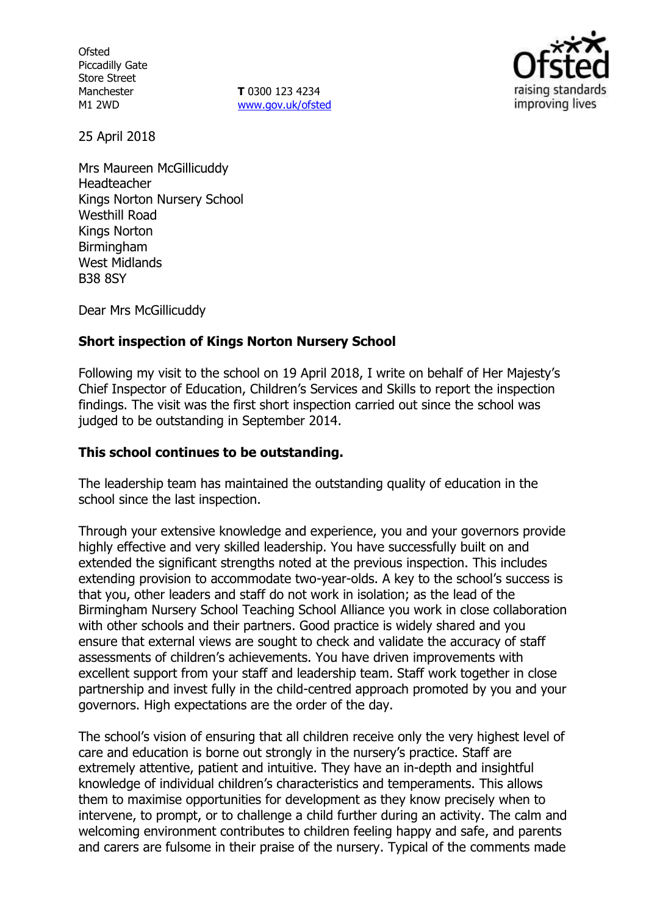Ofsted
Piccadilly Gate
Store Street
Manchester
M1 2WD

**T** 0300 123 4234
www.gov.uk/ofsted

25 April 2018

Mrs Maureen McGillicuddy
Headteacher
Kings Norton Nursery School
Westhill Road
Kings Norton
Birmingham
West Midlands
B38 8SY

Dear Mrs McGillicuddy

**Short inspection of Kings Norton Nursery School**

Following my visit to the school on 19 April 2018, I write on behalf of Her Majesty's Chief Inspector of Education, Children's Services and Skills to report the inspection findings. The visit was the first short inspection carried out since the school was judged to be outstanding in September 2014.

**This school continues to be outstanding.**

The leadership team has maintained the outstanding quality of education in the school since the last inspection.

Through your extensive knowledge and experience, you and your governors provide highly effective and very skilled leadership. You have successfully built on and extended the significant strengths noted at the previous inspection. This includes extending provision to accommodate two-year-olds. A key to the school's success is that you, other leaders and staff do not work in isolation; as the lead of the Birmingham Nursery School Teaching School Alliance you work in close collaboration with other schools and their partners. Good practice is widely shared and you ensure that external views are sought to check and validate the accuracy of staff assessments of children's achievements. You have driven improvements with excellent support from your staff and leadership team. Staff work together in close partnership and invest fully in the child-centred approach promoted by you and your governors. High expectations are the order of the day.

The school's vision of ensuring that all children receive only the very highest level of care and education is borne out strongly in the nursery's practice. Staff are extremely attentive, patient and intuitive. They have an in-depth and insightful knowledge of individual children's characteristics and temperaments. This allows them to maximise opportunities for development as they know precisely when to intervene, to prompt, or to challenge a child further during an activity. The calm and welcoming environment contributes to children feeling happy and safe, and parents and carers are fulsome in their praise of the nursery. Typical of the comments made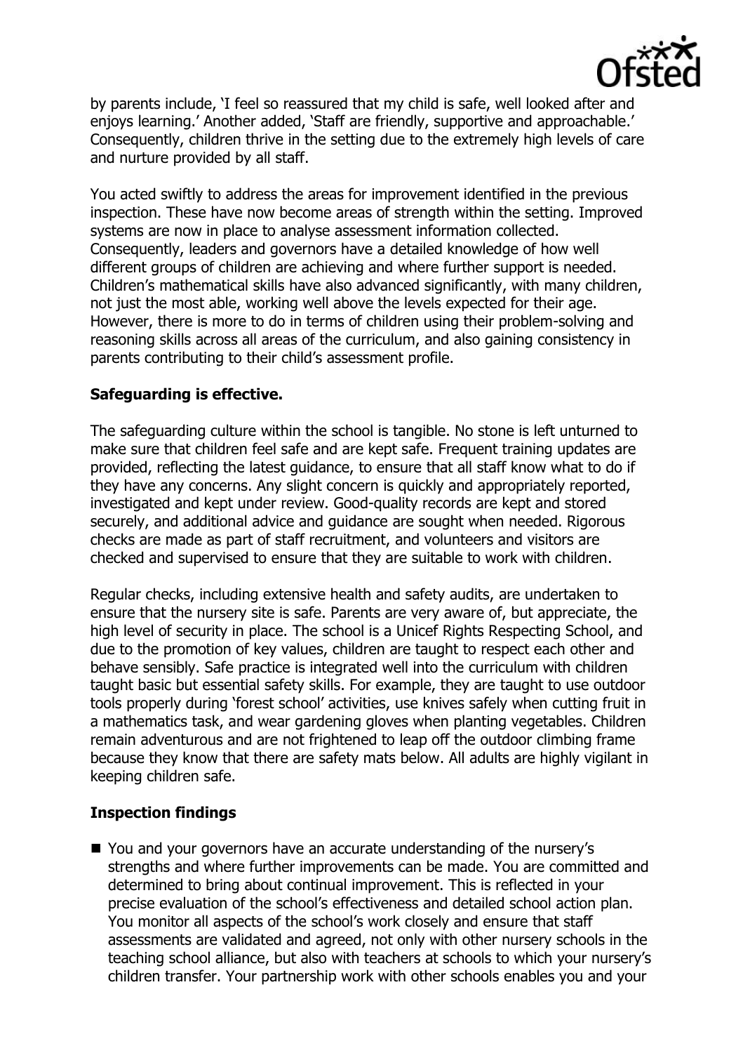by parents include, 'I feel so reassured that my child is safe, well looked after and enjoys learning.' Another added, 'Staff are friendly, supportive and approachable.' Consequently, children thrive in the setting due to the extremely high levels of care and nurture provided by all staff.

You acted swiftly to address the areas for improvement identified in the previous inspection. These have now become areas of strength within the setting. Improved systems are now in place to analyse assessment information collected. Consequently, leaders and governors have a detailed knowledge of how well different groups of children are achieving and where further support is needed. Children's mathematical skills have also advanced significantly, with many children, not just the most able, working well above the levels expected for their age. However, there is more to do in terms of children using their problem-solving and reasoning skills across all areas of the curriculum, and also gaining consistency in parents contributing to their child's assessment profile.

## Safeguarding is effective.

The safeguarding culture within the school is tangible. No stone is left unturned to make sure that children feel safe and are kept safe. Frequent training updates are provided, reflecting the latest guidance, to ensure that all staff know what to do if they have any concerns. Any slight concern is quickly and appropriately reported, investigated and kept under review. Good-quality records are kept and stored securely, and additional advice and guidance are sought when needed. Rigorous checks are made as part of staff recruitment, and volunteers and visitors are checked and supervised to ensure that they are suitable to work with children.

Regular checks, including extensive health and safety audits, are undertaken to ensure that the nursery site is safe. Parents are very aware of, but appreciate, the high level of security in place. The school is a Unicef Rights Respecting School, and due to the promotion of key values, children are taught to respect each other and behave sensibly. Safe practice is integrated well into the curriculum with children taught basic but essential safety skills. For example, they are taught to use outdoor tools properly during 'forest school' activities, use knives safely when cutting fruit in a mathematics task, and wear gardening gloves when planting vegetables. Children remain adventurous and are not frightened to leap off the outdoor climbing frame because they know that there are safety mats below. All adults are highly vigilant in keeping children safe.

## Inspection findings

- You and your governors have an accurate understanding of the nursery's strengths and where further improvements can be made. You are committed and determined to bring about continual improvement. This is reflected in your precise evaluation of the school's effectiveness and detailed school action plan. You monitor all aspects of the school's work closely and ensure that staff assessments are validated and agreed, not only with other nursery schools in the teaching school alliance, but also with teachers at schools to which your nursery's children transfer. Your partnership work with other schools enables you and your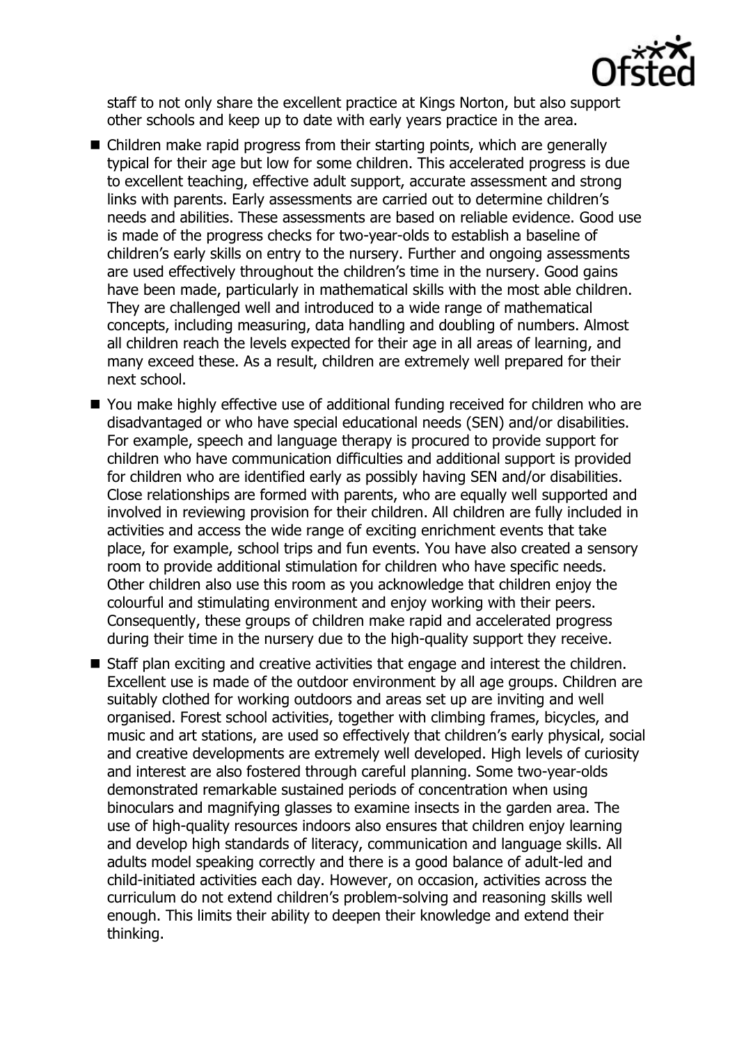staff to not only share the excellent practice at Kings Norton, but also support other schools and keep up to date with early years practice in the area.

- Children make rapid progress from their starting points, which are generally typical for their age but low for some children. This accelerated progress is due to excellent teaching, effective adult support, accurate assessment and strong links with parents. Early assessments are carried out to determine children's needs and abilities. These assessments are based on reliable evidence. Good use is made of the progress checks for two-year-olds to establish a baseline of children's early skills on entry to the nursery. Further and ongoing assessments are used effectively throughout the children's time in the nursery. Good gains have been made, particularly in mathematical skills with the most able children. They are challenged well and introduced to a wide range of mathematical concepts, including measuring, data handling and doubling of numbers. Almost all children reach the levels expected for their age in all areas of learning, and many exceed these. As a result, children are extremely well prepared for their next school.
- You make highly effective use of additional funding received for children who are disadvantaged or who have special educational needs (SEN) and/or disabilities. For example, speech and language therapy is procured to provide support for children who have communication difficulties and additional support is provided for children who are identified early as possibly having SEN and/or disabilities. Close relationships are formed with parents, who are equally well supported and involved in reviewing provision for their children. All children are fully included in activities and access the wide range of exciting enrichment events that take place, for example, school trips and fun events. You have also created a sensory room to provide additional stimulation for children who have specific needs. Other children also use this room as you acknowledge that children enjoy the colourful and stimulating environment and enjoy working with their peers. Consequently, these groups of children make rapid and accelerated progress during their time in the nursery due to the high-quality support they receive.
- Staff plan exciting and creative activities that engage and interest the children. Excellent use is made of the outdoor environment by all age groups. Children are suitably clothed for working outdoors and areas set up are inviting and well organised. Forest school activities, together with climbing frames, bicycles, and music and art stations, are used so effectively that children's early physical, social and creative developments are extremely well developed. High levels of curiosity and interest are also fostered through careful planning. Some two-year-olds demonstrated remarkable sustained periods of concentration when using binoculars and magnifying glasses to examine insects in the garden area. The use of high-quality resources indoors also ensures that children enjoy learning and develop high standards of literacy, communication and language skills. All adults model speaking correctly and there is a good balance of adult-led and child-initiated activities each day. However, on occasion, activities across the curriculum do not extend children's problem-solving and reasoning skills well enough. This limits their ability to deepen their knowledge and extend their thinking.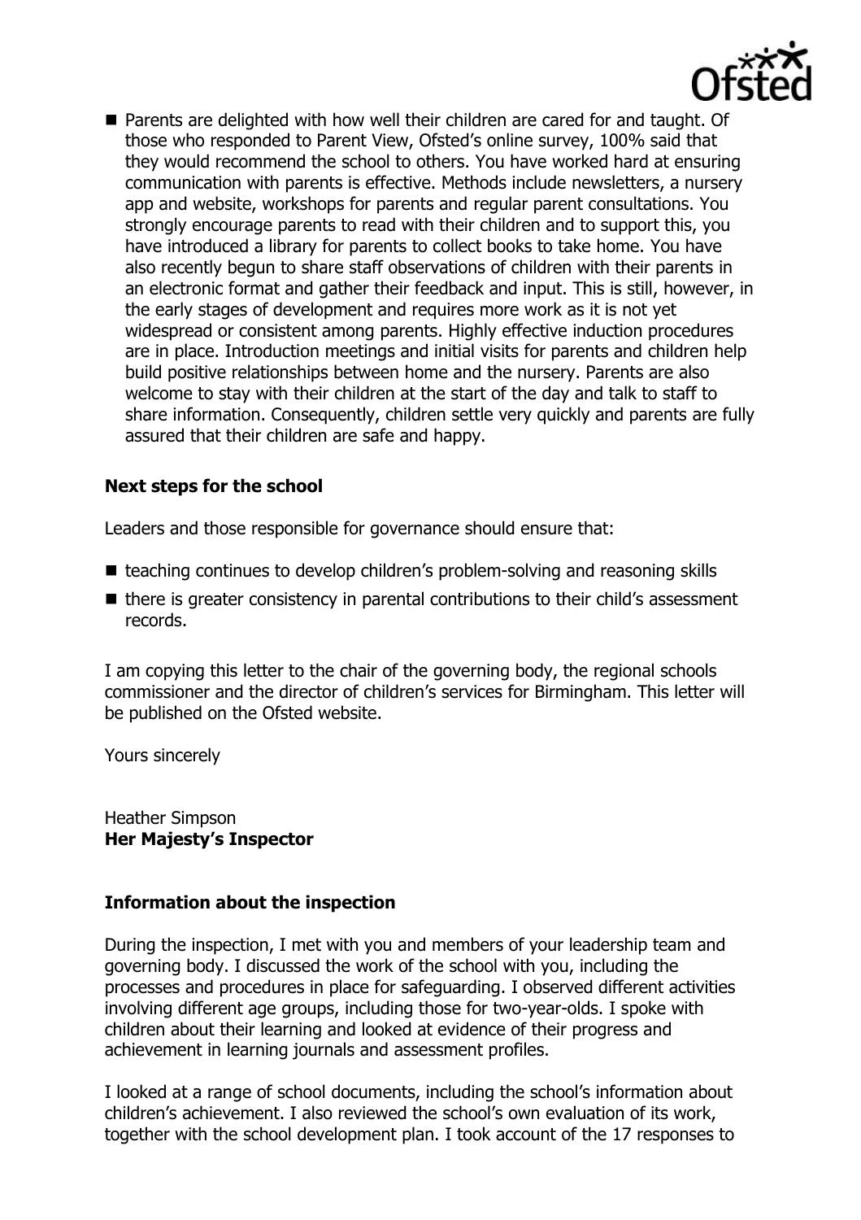- Parents are delighted with how well their children are cared for and taught. Of those who responded to Parent View, Ofsted's online survey, 100% said that they would recommend the school to others. You have worked hard at ensuring communication with parents is effective. Methods include newsletters, a nursery app and website, workshops for parents and regular parent consultations. You strongly encourage parents to read with their children and to support this, you have introduced a library for parents to collect books to take home. You have also recently begun to share staff observations of children with their parents in an electronic format and gather their feedback and input. This is still, however, in the early stages of development and requires more work as it is not yet widespread or consistent among parents. Highly effective induction procedures are in place. Introduction meetings and initial visits for parents and children help build positive relationships between home and the nursery. Parents are also welcome to stay with their children at the start of the day and talk to staff to share information. Consequently, children settle very quickly and parents are fully assured that their children are safe and happy.

**Next steps for the school**

Leaders and those responsible for governance should ensure that:

- teaching continues to develop children's problem-solving and reasoning skills
- there is greater consistency in parental contributions to their child's assessment records.

I am copying this letter to the chair of the governing body, the regional schools commissioner and the director of children's services for Birmingham. This letter will be published on the Ofsted website.

Yours sincerely

Heather Simpson
**Her Majesty's Inspector**

**Information about the inspection**

During the inspection, I met with you and members of your leadership team and governing body. I discussed the work of the school with you, including the processes and procedures in place for safeguarding. I observed different activities involving different age groups, including those for two-year-olds. I spoke with children about their learning and looked at evidence of their progress and achievement in learning journals and assessment profiles.

I looked at a range of school documents, including the school's information about children's achievement. I also reviewed the school's own evaluation of its work, together with the school development plan. I took account of the 17 responses to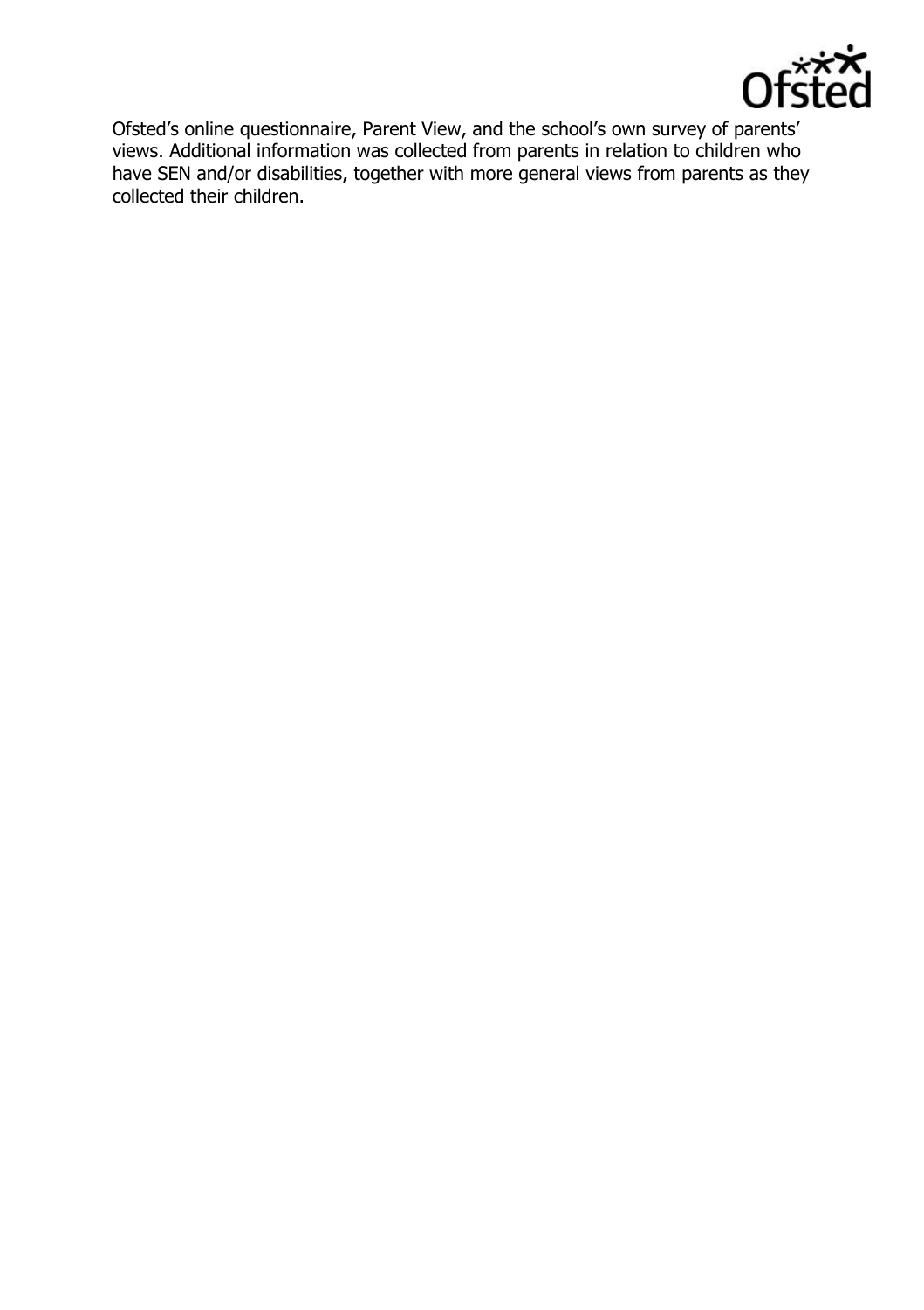Ofsted's online questionnaire, Parent View, and the school's own survey of parents' views. Additional information was collected from parents in relation to children who have SEN and/or disabilities, together with more general views from parents as they collected their children.